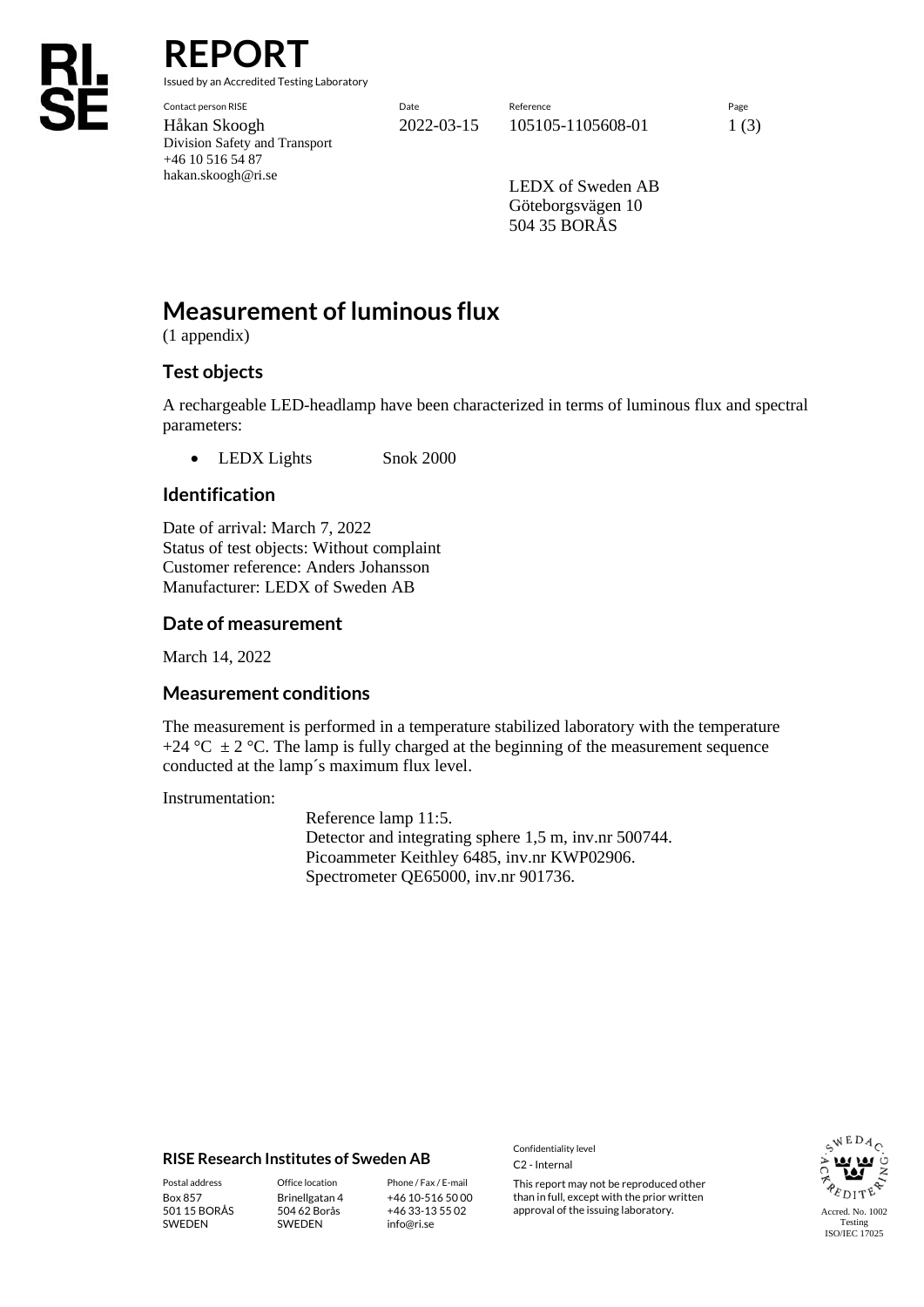# REPORT

Issued by an Accredited Testing Laboratory

| Contact person RISE | Date | Reference | Page |
|---|---|---|---|
| Håkan Skoogh | 2022-03-15 | 105105-1105608-01 | 1 (3) |
| Division Safety and Transport | | | |
| +46 10 516 54 87 | | | |
| hakan.skoogh@ri.se | | | |

LEDX of Sweden AB
Göteborgsvägen 10
504 35 BORÅS

## Measurement of luminous flux

(1 appendix)

### Test objects

A rechargeable LED-headlamp have been characterized in terms of luminous flux and spectral parameters:

- LEDX Lights Snok 2000

### Identification

Date of arrival: March 7, 2022
Status of test objects: Without complaint
Customer reference: Anders Johansson
Manufacturer: LEDX of Sweden AB

### Date of measurement

March 14, 2022

### Measurement conditions

The measurement is performed in a temperature stabilized laboratory with the temperature +24 °C ± 2 °C. The lamp is fully charged at the beginning of the measurement sequence conducted at the lamp´s maximum flux level.

Instrumentation:

Reference lamp 11:5.
Detector and integrating sphere 1,5 m, inv.nr 500744.
Picoammeter Keithley 6485, inv.nr KWP02906.
Spectrometer QE65000, inv.nr 901736.

**RISE Research Institutes of Sweden AB**

| Postal address | Office location | Phone / Fax / E-mail |
|---|---|---|
| Box 857 | Brinellgatan 4 | +46 10-516 50 00 |
| 501 15 BORÅS | 504 62 Borås | +46 33-13 55 02 |
| SWEDEN | SWEDEN | info@ri.se |

Confidentiality level
C2 - Internal

This report may not be reproduced other than in full, except with the prior written approval of the issuing laboratory.

Accred. No. 1002
Testing
ISO/IEC 17025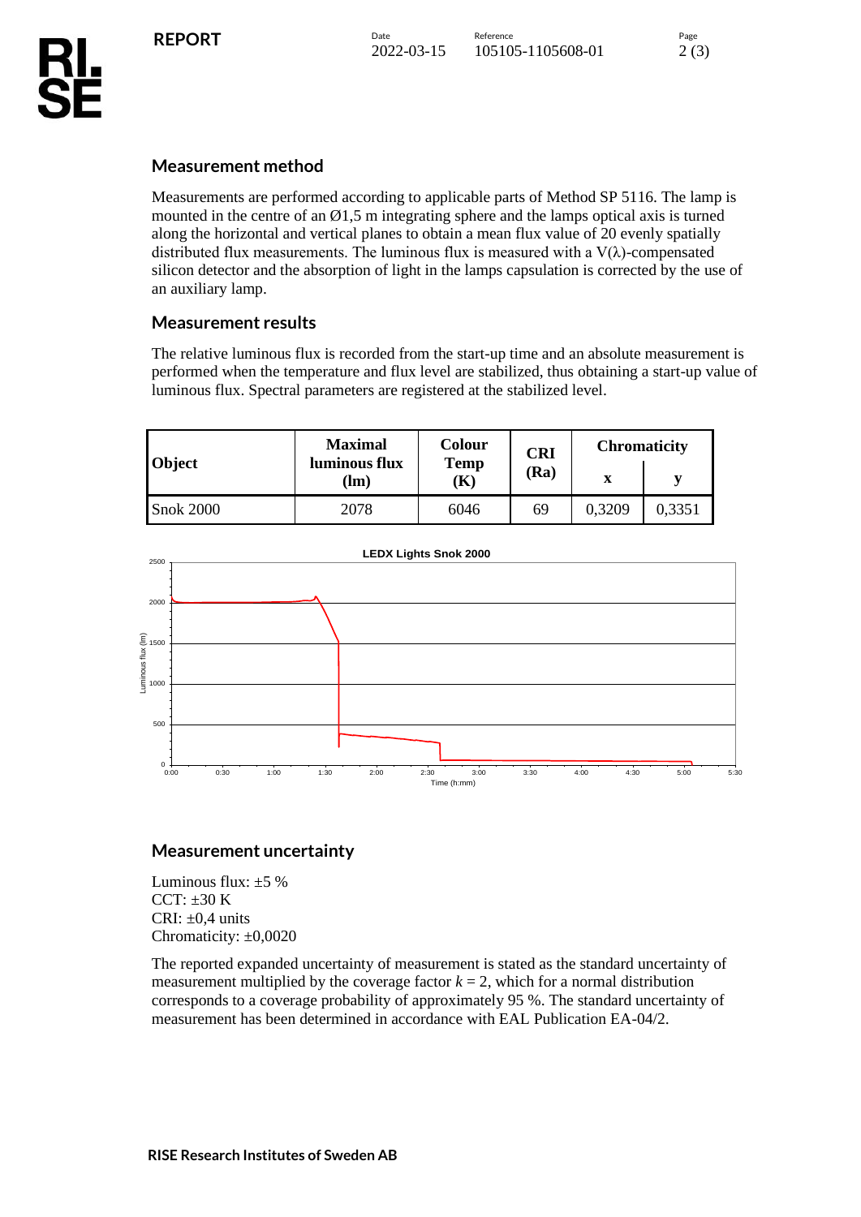## Measurement method

Measurements are performed according to applicable parts of Method SP 5116. The lamp is mounted in the centre of an Ø1,5 m integrating sphere and the lamps optical axis is turned along the horizontal and vertical planes to obtain a mean flux value of 20 evenly spatially distributed flux measurements. The luminous flux is measured with a V(λ)-compensated silicon detector and the absorption of light in the lamps capsulation is corrected by the use of an auxiliary lamp.

## Measurement results

The relative luminous flux is recorded from the start-up time and an absolute measurement is performed when the temperature and flux level are stabilized, thus obtaining a start-up value of luminous flux. Spectral parameters are registered at the stabilized level.

| Object | Maximal luminous flux (lm) | Colour Temp (K) | CRI (Ra) | Chromaticity | |
|---|---|---|---|---|---|
| | | | | x | y |
| Snok 2000 | 2078 | 6046 | 69 | 0,3209 | 0,3351 |

LEDX Lights Snok 2000

## Measurement uncertainty

Luminous flux: ±5 %
CCT: ±30 K
CRI: ±0,4 units
Chromaticity: ±0,0020

The reported expanded uncertainty of measurement is stated as the standard uncertainty of measurement multiplied by the coverage factor $k = 2$, which for a normal distribution corresponds to a coverage probability of approximately 95 %. The standard uncertainty of measurement has been determined in accordance with EAL Publication EA-04/2.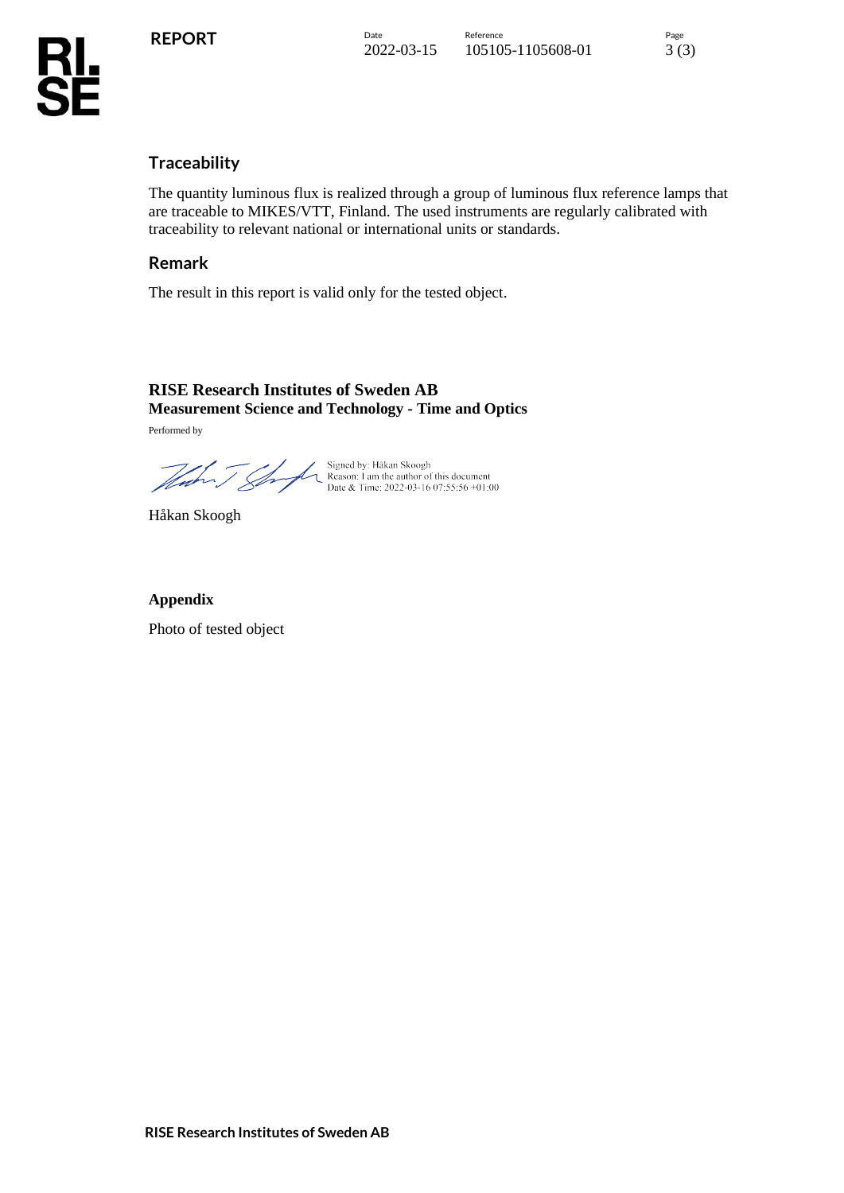## Traceability

The quantity luminous flux is realized through a group of luminous flux reference lamps that are traceable to MIKES/VTT, Finland. The used instruments are regularly calibrated with traceability to relevant national or international units or standards.

## Remark

The result in this report is valid only for the tested object.

**RISE Research Institutes of Sweden AB**
**Measurement Science and Technology - Time and Optics**

Performed by

Signed by: Håkan Skoogh
Reason: I am the author of this document
Date & Time: 2022-03-16 07:55:56 +01:00

Håkan Skoogh

**Appendix**

Photo of tested object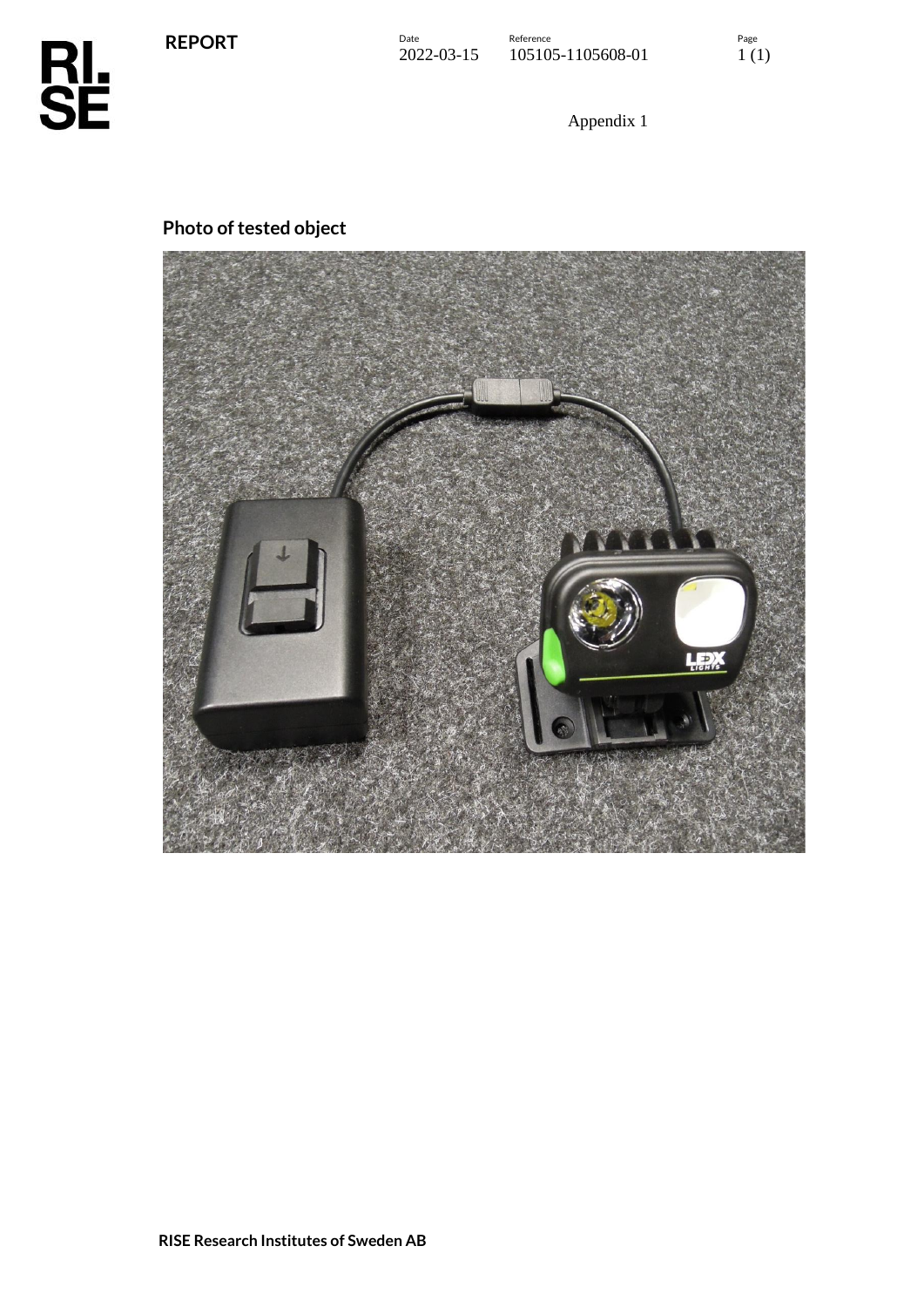Appendix 1

## Photo of tested object